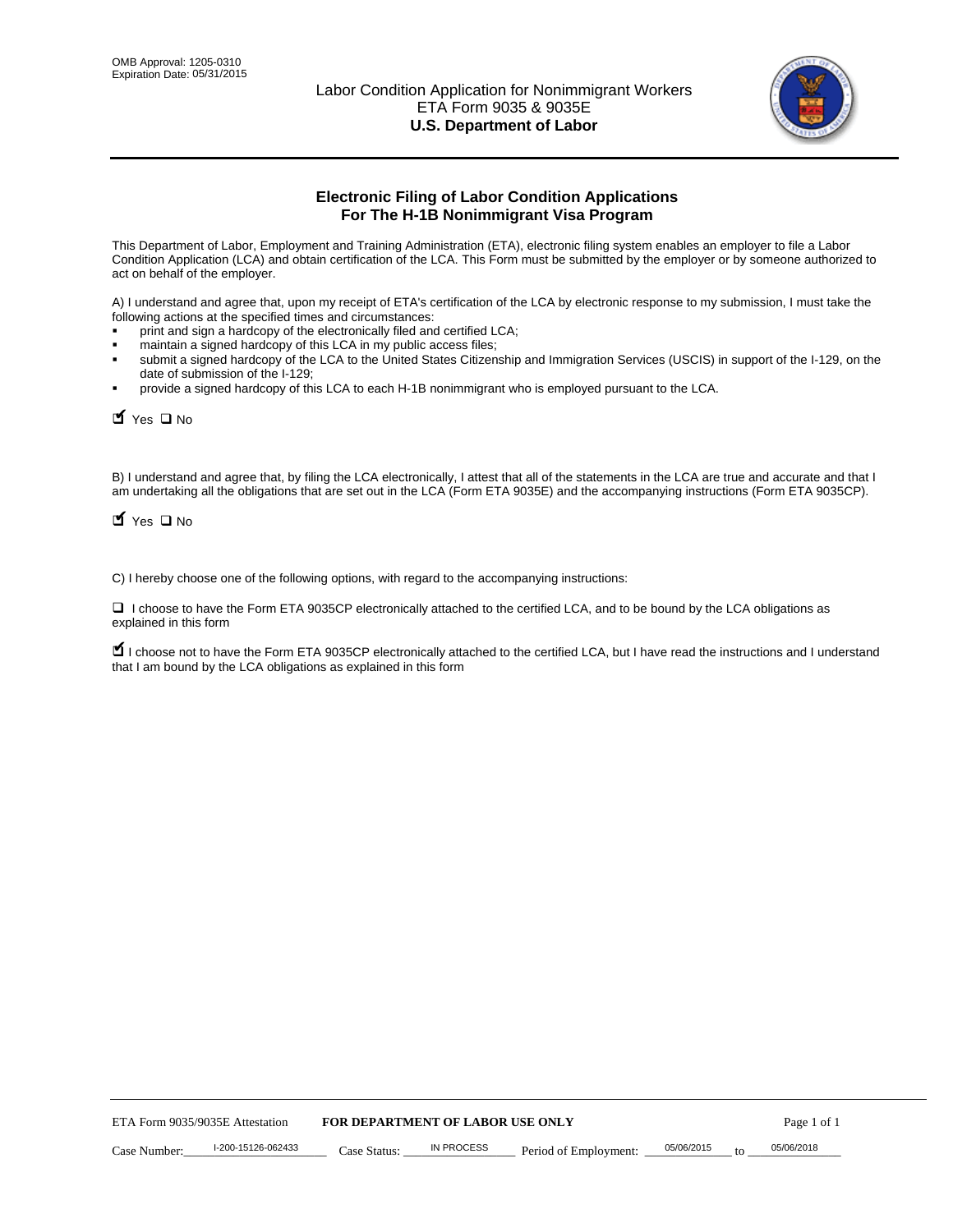OMB Approval: 1205-0310
Expiration Date: 05/31/2015

# Labor Condition Application for Nonimmigrant Workers
## ETA Form 9035 & 9035E
## **U.S. Department of Labor**

## **Electronic Filing of Labor Condition Applications For The H-1B Nonimmigrant Visa Program**

This Department of Labor, Employment and Training Administration (ETA), electronic filing system enables an employer to file a Labor Condition Application (LCA) and obtain certification of the LCA. This Form must be submitted by the employer or by someone authorized to act on behalf of the employer.

A) I understand and agree that, upon my receipt of ETA's certification of the LCA by electronic response to my submission, I must take the following actions at the specified times and circumstances:

- print and sign a hardcopy of the electronically filed and certified LCA;
- maintain a signed hardcopy of this LCA in my public access files;
- submit a signed hardcopy of the LCA to the United States Citizenship and Immigration Services (USCIS) in support of the I-129, on the date of submission of the I-129;
- provide a signed hardcopy of this LCA to each H-1B nonimmigrant who is employed pursuant to the LCA.

☑ Yes ☐ No

B) I understand and agree that, by filing the LCA electronically, I attest that all of the statements in the LCA are true and accurate and that I am undertaking all the obligations that are set out in the LCA (Form ETA 9035E) and the accompanying instructions (Form ETA 9035CP).

☑ Yes ☐ No

C) I hereby choose one of the following options, with regard to the accompanying instructions:

☐ I choose to have the Form ETA 9035CP electronically attached to the certified LCA, and to be bound by the LCA obligations as explained in this form

☑ I choose not to have the Form ETA 9035CP electronically attached to the certified LCA, but I have read the instructions and I understand that I am bound by the LCA obligations as explained in this form

ETA Form 9035/9035E Attestation **FOR DEPARTMENT OF LABOR USE ONLY**

Case Number: I-200-15126-062433 Case Status: IN PROCESS Period of Employment: 05/06/2015 to 05/06/2018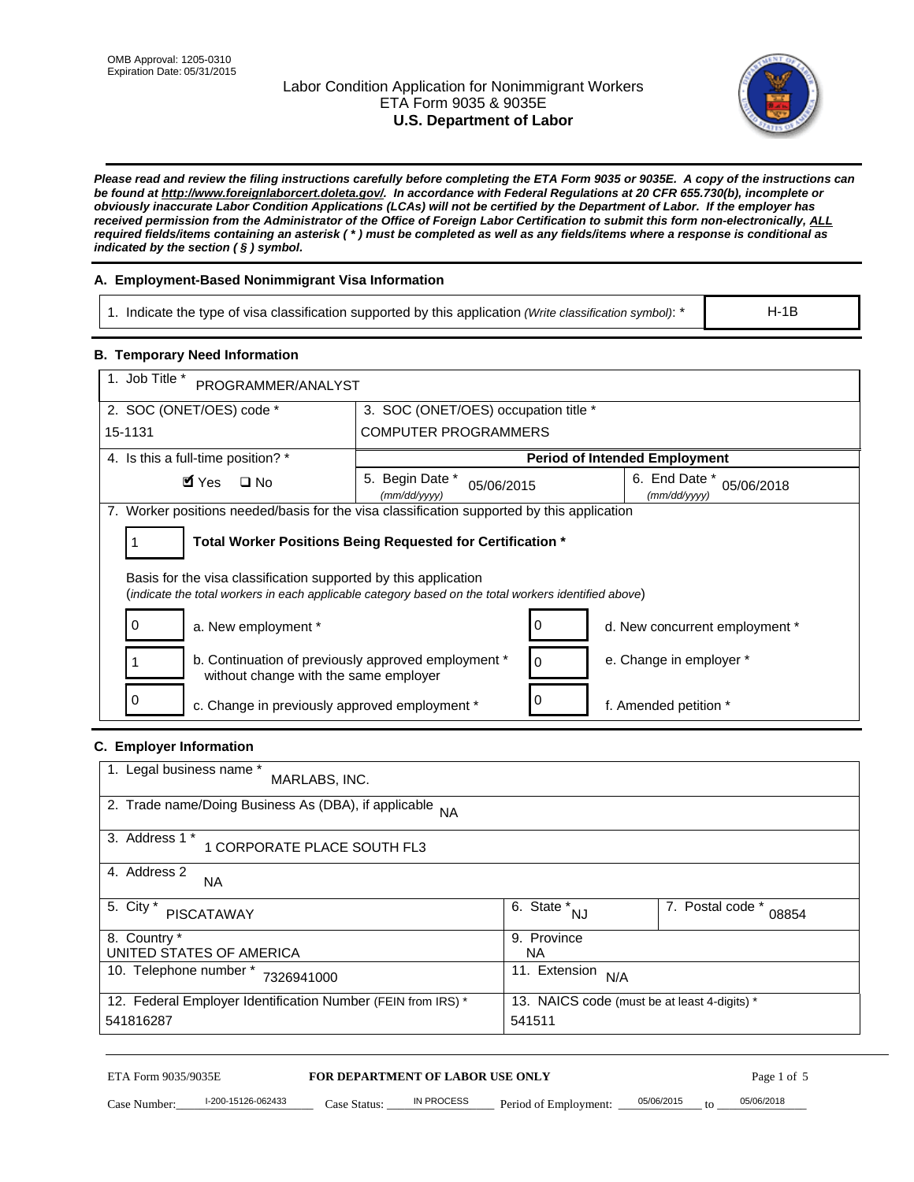OMB Approval: 1205-0310
Expiration Date: 05/31/2015

# Labor Condition Application for Nonimmigrant Workers
ETA Form 9035 & 9035E
**U.S. Department of Labor**

***Please read and review the filing instructions carefully before completing the ETA Form 9035 or 9035E. A copy of the instructions can be found at http://www.foreignlaborcert.doleta.gov/. In accordance with Federal Regulations at 20 CFR 655.730(b), incomplete or obviously inaccurate Labor Condition Applications (LCAs) will not be certified by the Department of Labor. If the employer has received permission from the Administrator of the Office of Foreign Labor Certification to submit this form non-electronically, ALL required fields/items containing an asterisk ( * ) must be completed as well as any fields/items where a response is conditional as indicated by the section ( § ) symbol.***

## A. Employment-Based Nonimmigrant Visa Information

| 1. Indicate the type of visa classification supported by this application *(Write classification symbol)*: * | H-1B |
|---|---|

## B. Temporary Need Information

1. Job Title * PROGRAMMER/ANALYST

| 2. SOC (ONET/OES) code * | 3. SOC (ONET/OES) occupation title * |
|---|---|
| 15-1131 | COMPUTER PROGRAMMERS |

| 4. Is this a full-time position? * | Period of Intended Employment | |
|---|---|---|
| ☑ Yes ☐ No | 5. Begin Date * *(mm/dd/yyyy)* 05/06/2015 | 6. End Date * *(mm/dd/yyyy)* 05/06/2018 |

7. Worker positions needed/basis for the visa classification supported by this application

1 **Total Worker Positions Being Requested for Certification ***

Basis for the visa classification supported by this application
(*indicate the total workers in each applicable category based on the total workers identified above*)

| | | | |
|---|---|---|---|
| 0 | a. New employment * | 0 | d. New concurrent employment * |
| 1 | b. Continuation of previously approved employment * without change with the same employer | 0 | e. Change in employer * |
| 0 | c. Change in previously approved employment * | 0 | f. Amended petition * |

## C. Employer Information

1. Legal business name * MARLABS, INC.

2. Trade name/Doing Business As (DBA), if applicable NA

3. Address 1 * 1 CORPORATE PLACE SOUTH FL3

4. Address 2 NA

| 5. City * PISCATAWAY | 6. State * NJ | 7. Postal code * 08854 |
|---|---|---|
| 8. Country * UNITED STATES OF AMERICA | 9. Province NA | |
| 10. Telephone number * 7326941000 | 11. Extension N/A | |
| 12. Federal Employer Identification Number (FEIN from IRS) * 541816287 | 13. NAICS code (must be at least 4-digits) * 541511 | |

ETA Form 9035/9035E **FOR DEPARTMENT OF LABOR USE ONLY**

Case Number: I-200-15126-062433 Case Status: IN PROCESS Period of Employment: 05/06/2015 to 05/06/2018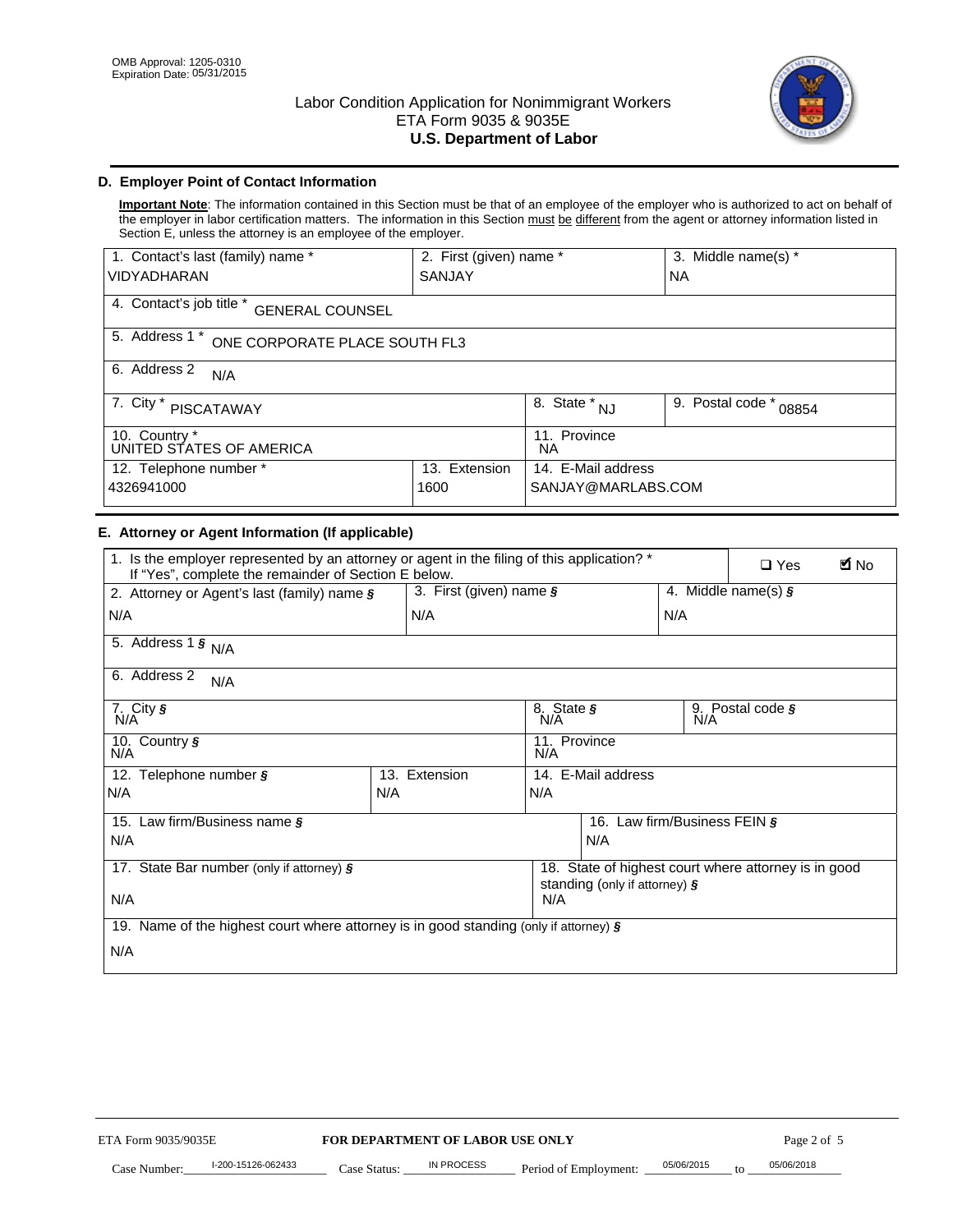OMB Approval: 1205-0310
Expiration Date: 05/31/2015

# Labor Condition Application for Nonimmigrant Workers
## ETA Form 9035 & 9035E
## U.S. Department of Labor

### D. Employer Point of Contact Information

**Important Note**: The information contained in this Section must be that of an employee of the employer who is authorized to act on behalf of the employer in labor certification matters. The information in this Section must be different from the agent or attorney information listed in Section E, unless the attorney is an employee of the employer.

| 1. Contact's last (family) name * | 2. First (given) name * | 3. Middle name(s) * |
|---|---|---|
| VIDYADHARAN | SANJAY | NA |

4. Contact's job title * GENERAL COUNSEL

5. Address 1 * ONE CORPORATE PLACE SOUTH FL3

6. Address 2 N/A

| 7. City * PISCATAWAY | 8. State * NJ | 9. Postal code * 08854 |
|---|---|---|

| 10. Country * UNITED STATES OF AMERICA | 11. Province NA |
|---|---|

| 12. Telephone number * | 13. Extension | 14. E-Mail address |
|---|---|---|
| 4326941000 | 1600 | SANJAY@MARLABS.COM |

### E. Attorney or Agent Information (If applicable)

1. Is the employer represented by an attorney or agent in the filing of this application? * If "Yes", complete the remainder of Section E below. ☐ Yes ☑ No

| 2. Attorney or Agent's last (family) name § | 3. First (given) name § | 4. Middle name(s) § |
|---|---|---|
| N/A | N/A | N/A |

5. Address 1 § N/A

6. Address 2 N/A

| 7. City § N/A | 8. State § N/A | 9. Postal code § N/A |
|---|---|---|

| 10. Country § N/A | 11. Province N/A |
|---|---|

| 12. Telephone number § | 13. Extension | 14. E-Mail address |
|---|---|---|
| N/A | N/A | N/A |

| 15. Law firm/Business name § | 16. Law firm/Business FEIN § |
|---|---|
| N/A | N/A |

| 17. State Bar number (only if attorney) § | 18. State of highest court where attorney is in good standing (only if attorney) § |
|---|---|
| N/A | N/A |

19. Name of the highest court where attorney is in good standing (only if attorney) §

N/A

ETA Form 9035/9035E — FOR DEPARTMENT OF LABOR USE ONLY

Case Number: I-200-15126-062433 Case Status: IN PROCESS Period of Employment: 05/06/2015 to 05/06/2018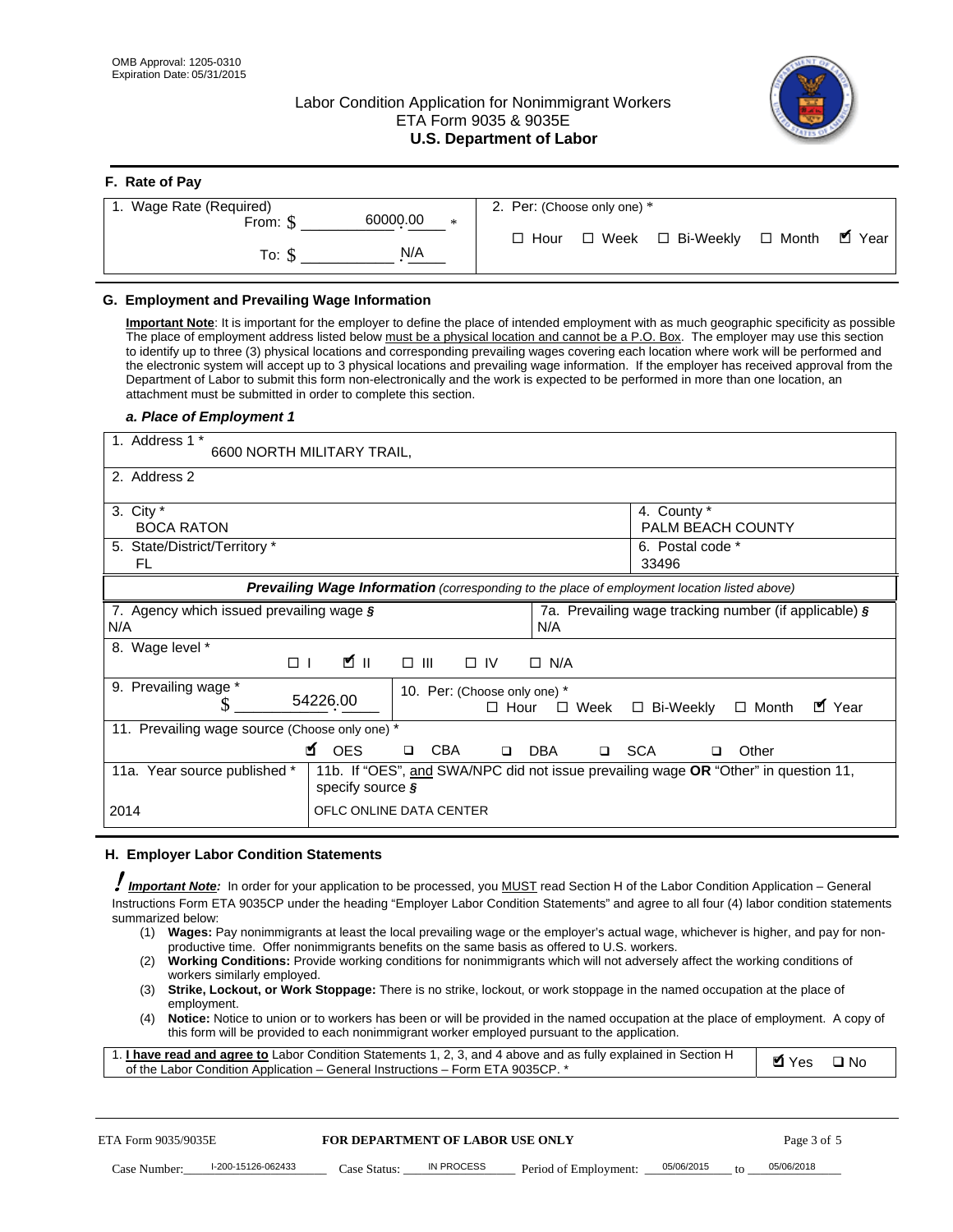OMB Approval: 1205-0310
Expiration Date: 05/31/2015

# Labor Condition Application for Nonimmigrant Workers
ETA Form 9035 & 9035E
**U.S. Department of Labor**

## F. Rate of Pay

| 1. Wage Rate (Required) | 2. Per: (Choose only one) * |
|---|---|
| From: $ 60000.00 * | ☐ Hour ☐ Week ☐ Bi-Weekly ☐ Month ☑ Year |
| To: $ N/A | |

## G. Employment and Prevailing Wage Information

**Important Note**: It is important for the employer to define the place of intended employment with as much geographic specificity as possible The place of employment address listed below must be a physical location and cannot be a P.O. Box. The employer may use this section to identify up to three (3) physical locations and corresponding prevailing wages covering each location where work will be performed and the electronic system will accept up to 3 physical locations and prevailing wage information. If the employer has received approval from the Department of Labor to submit this form non-electronically and the work is expected to be performed in more than one location, an attachment must be submitted in order to complete this section.

### *a. Place of Employment 1*

| | |
|---|---|
| 1. Address 1 * 6600 NORTH MILITARY TRAIL, | |
| 2. Address 2 | |
| 3. City * BOCA RATON | 4. County * PALM BEACH COUNTY |
| 5. State/District/Territory * FL | 6. Postal code * 33496 |

***Prevailing Wage Information*** *(corresponding to the place of employment location listed above)*

| | |
|---|---|
| 7. Agency which issued prevailing wage § N/A | 7a. Prevailing wage tracking number (if applicable) § N/A |
| 8. Wage level * ☐ I ☑ II ☐ III ☐ IV ☐ N/A | |
| 9. Prevailing wage * $ 54226.00 | 10. Per: (Choose only one) * ☐ Hour ☐ Week ☐ Bi-Weekly ☐ Month ☑ Year |
| 11. Prevailing wage source (Choose only one) * ☑ OES ☐ CBA ☐ DBA ☐ SCA ☐ Other | |
| 11a. Year source published * 2014 | 11b. If "OES", and SWA/NPC did not issue prevailing wage OR "Other" in question 11, specify source § OFLC ONLINE DATA CENTER |

## H. Employer Labor Condition Statements

***Important Note:*** In order for your application to be processed, you MUST read Section H of the Labor Condition Application – General Instructions Form ETA 9035CP under the heading "Employer Labor Condition Statements" and agree to all four (4) labor condition statements summarized below:

(1) **Wages:** Pay nonimmigrants at least the local prevailing wage or the employer's actual wage, whichever is higher, and pay for non-productive time. Offer nonimmigrants benefits on the same basis as offered to U.S. workers.
(2) **Working Conditions:** Provide working conditions for nonimmigrants which will not adversely affect the working conditions of workers similarly employed.
(3) **Strike, Lockout, or Work Stoppage:** There is no strike, lockout, or work stoppage in the named occupation at the place of employment.
(4) **Notice:** Notice to union or to workers has been or will be provided in the named occupation at the place of employment. A copy of this form will be provided to each nonimmigrant worker employed pursuant to the application.

| | |
|---|---|
| 1. **I have read and agree to** Labor Condition Statements 1, 2, 3, and 4 above and as fully explained in Section H of the Labor Condition Application – General Instructions – Form ETA 9035CP. * | ☑ Yes ☐ No |

ETA Form 9035/9035E **FOR DEPARTMENT OF LABOR USE ONLY**

Case Number: I-200-15126-062433 Case Status: IN PROCESS Period of Employment: 05/06/2015 to 05/06/2018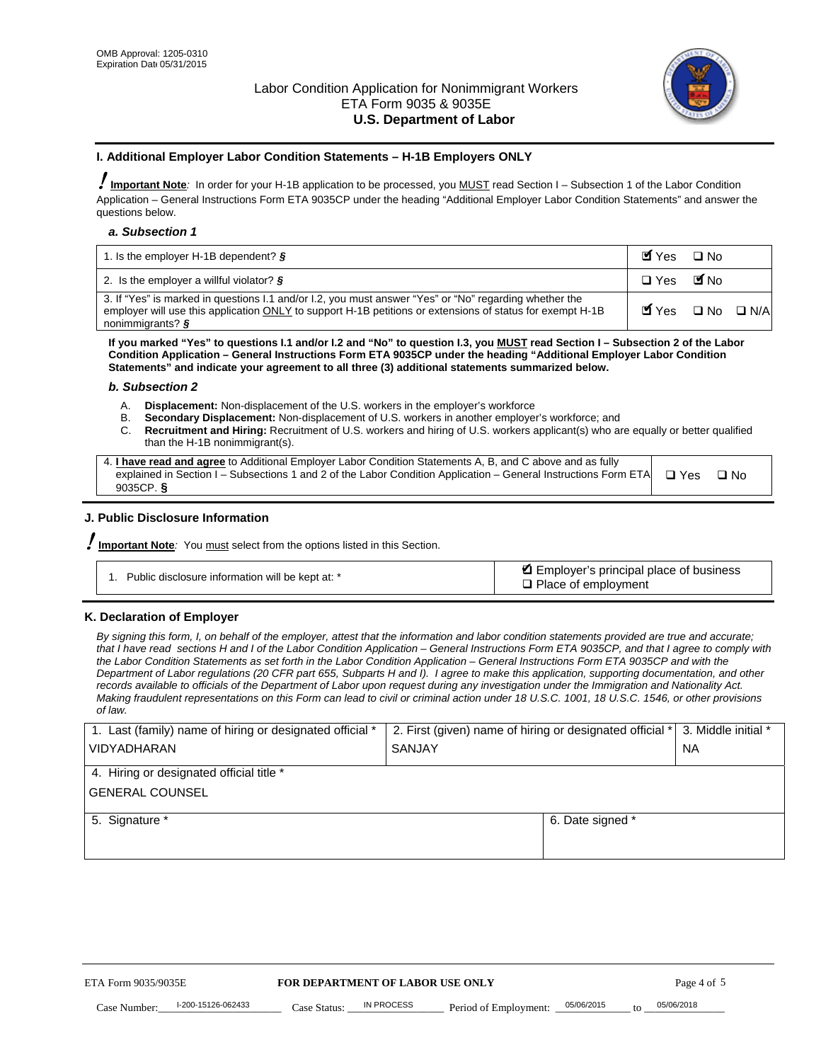OMB Approval: 1205-0310
Expiration Date 05/31/2015

# Labor Condition Application for Nonimmigrant Workers
## ETA Form 9035 & 9035E
## U.S. Department of Labor

### I. Additional Employer Labor Condition Statements – H-1B Employers ONLY

**Important Note**: In order for your H-1B application to be processed, you MUST read Section I – Subsection 1 of the Labor Condition Application – General Instructions Form ETA 9035CP under the heading "Additional Employer Labor Condition Statements" and answer the questions below.

#### *a. Subsection 1*

| | |
|---|---|
| 1. Is the employer H-1B dependent? § | ☑ Yes ☐ No |
| 2. Is the employer a willful violator? § | ☐ Yes ☑ No |
| 3. If "Yes" is marked in questions I.1 and/or I.2, you must answer "Yes" or "No" regarding whether the employer will use this application ONLY to support H-1B petitions or extensions of status for exempt H-1B nonimmigrants? § | ☑ Yes ☐ No ☐ N/A |

**If you marked "Yes" to questions I.1 and/or I.2 and "No" to question I.3, you MUST read Section I – Subsection 2 of the Labor Condition Application – General Instructions Form ETA 9035CP under the heading "Additional Employer Labor Condition Statements" and indicate your agreement to all three (3) additional statements summarized below.**

#### *b. Subsection 2*

A. **Displacement:** Non-displacement of the U.S. workers in the employer's workforce
B. **Secondary Displacement:** Non-displacement of U.S. workers in another employer's workforce; and
C. **Recruitment and Hiring:** Recruitment of U.S. workers and hiring of U.S. workers applicant(s) who are equally or better qualified than the H-1B nonimmigrant(s).

| | |
|---|---|
| 4. **I have read and agree** to Additional Employer Labor Condition Statements A, B, and C above and as fully explained in Section I – Subsections 1 and 2 of the Labor Condition Application – General Instructions Form ETA 9035CP. § | ☐ Yes ☐ No |

### J. Public Disclosure Information

**Important Note**: You must select from the options listed in this Section.

| | |
|---|---|
| 1. Public disclosure information will be kept at: * | ☑ Employer's principal place of business<br>☐ Place of employment |

### K. Declaration of Employer

*By signing this form, I, on behalf of the employer, attest that the information and labor condition statements provided are true and accurate; that I have read sections H and I of the Labor Condition Application – General Instructions Form ETA 9035CP, and that I agree to comply with the Labor Condition Statements as set forth in the Labor Condition Application – General Instructions Form ETA 9035CP and with the Department of Labor regulations (20 CFR part 655, Subparts H and I). I agree to make this application, supporting documentation, and other records available to officials of the Department of Labor upon request during any investigation under the Immigration and Nationality Act. Making fraudulent representations on this Form can lead to civil or criminal action under 18 U.S.C. 1001, 18 U.S.C. 1546, or other provisions of law.*

| 1. Last (family) name of hiring or designated official * | 2. First (given) name of hiring or designated official * | 3. Middle initial * |
|---|---|---|
| VIDYADHARAN | SANJAY | NA |
| 4. Hiring or designated official title * | | |
| GENERAL COUNSEL | | |
| 5. Signature * | 6. Date signed * | |
| | | |

ETA Form 9035/9035E — **FOR DEPARTMENT OF LABOR USE ONLY**

Case Number: I-200-15126-062433 Case Status: IN PROCESS Period of Employment: 05/06/2015 to 05/06/2018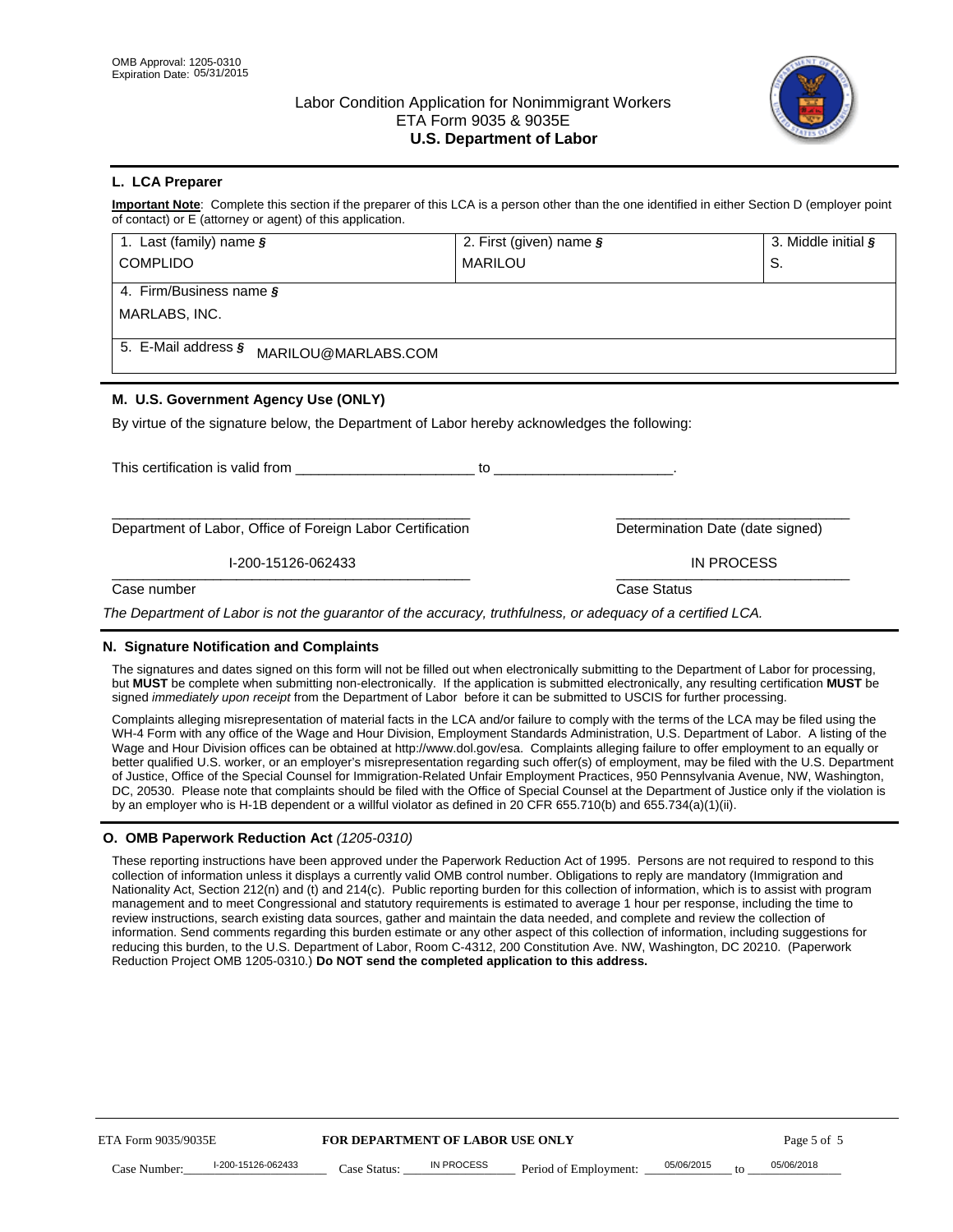OMB Approval: 1205-0310
Expiration Date: 05/31/2015

Labor Condition Application for Nonimmigrant Workers
ETA Form 9035 & 9035E
**U.S. Department of Labor**

## L. LCA Preparer

**Important Note**: Complete this section if the preparer of this LCA is a person other than the one identified in either Section D (employer point of contact) or E (attorney or agent) of this application.

| 1. Last (family) name § | 2. First (given) name § | 3. Middle initial § |
|---|---|---|
| COMPLIDO | MARILOU | S. |
| 4. Firm/Business name § | | |
| MARLABS, INC. | | |
| 5. E-Mail address § MARILOU@MARLABS.COM | | |

## M. U.S. Government Agency Use (ONLY)

By virtue of the signature below, the Department of Labor hereby acknowledges the following:

This certification is valid from ______________________ to ______________________.

______________________________________________ ______________________________
Department of Labor, Office of Foreign Labor Certification    Determination Date (date signed)

I-200-15126-062433    IN PROCESS

Case number    Case Status

*The Department of Labor is not the guarantor of the accuracy, truthfulness, or adequacy of a certified LCA.*

## N. Signature Notification and Complaints

The signatures and dates signed on this form will not be filled out when electronically submitting to the Department of Labor for processing, but **MUST** be complete when submitting non-electronically. If the application is submitted electronically, any resulting certification **MUST** be signed *immediately upon receipt* from the Department of Labor before it can be submitted to USCIS for further processing.

Complaints alleging misrepresentation of material facts in the LCA and/or failure to comply with the terms of the LCA may be filed using the WH-4 Form with any office of the Wage and Hour Division, Employment Standards Administration, U.S. Department of Labor. A listing of the Wage and Hour Division offices can be obtained at http://www.dol.gov/esa. Complaints alleging failure to offer employment to an equally or better qualified U.S. worker, or an employer's misrepresentation regarding such offer(s) of employment, may be filed with the U.S. Department of Justice, Office of the Special Counsel for Immigration-Related Unfair Employment Practices, 950 Pennsylvania Avenue, NW, Washington, DC, 20530. Please note that complaints should be filed with the Office of Special Counsel at the Department of Justice only if the violation is by an employer who is H-1B dependent or a willful violator as defined in 20 CFR 655.710(b) and 655.734(a)(1)(ii).

## O. OMB Paperwork Reduction Act *(1205-0310)*

These reporting instructions have been approved under the Paperwork Reduction Act of 1995. Persons are not required to respond to this collection of information unless it displays a currently valid OMB control number. Obligations to reply are mandatory (Immigration and Nationality Act, Section 212(n) and (t) and 214(c). Public reporting burden for this collection of information, which is to assist with program management and to meet Congressional and statutory requirements is estimated to average 1 hour per response, including the time to review instructions, search existing data sources, gather and maintain the data needed, and complete and review the collection of information. Send comments regarding this burden estimate or any other aspect of this collection of information, including suggestions for reducing this burden, to the U.S. Department of Labor, Room C-4312, 200 Constitution Ave. NW, Washington, DC 20210. (Paperwork Reduction Project OMB 1205-0310.) **Do NOT send the completed application to this address.**

ETA Form 9035/9035E    **FOR DEPARTMENT OF LABOR USE ONLY**

Case Number: I-200-15126-062433 Case Status: IN PROCESS Period of Employment: 05/06/2015 to 05/06/2018